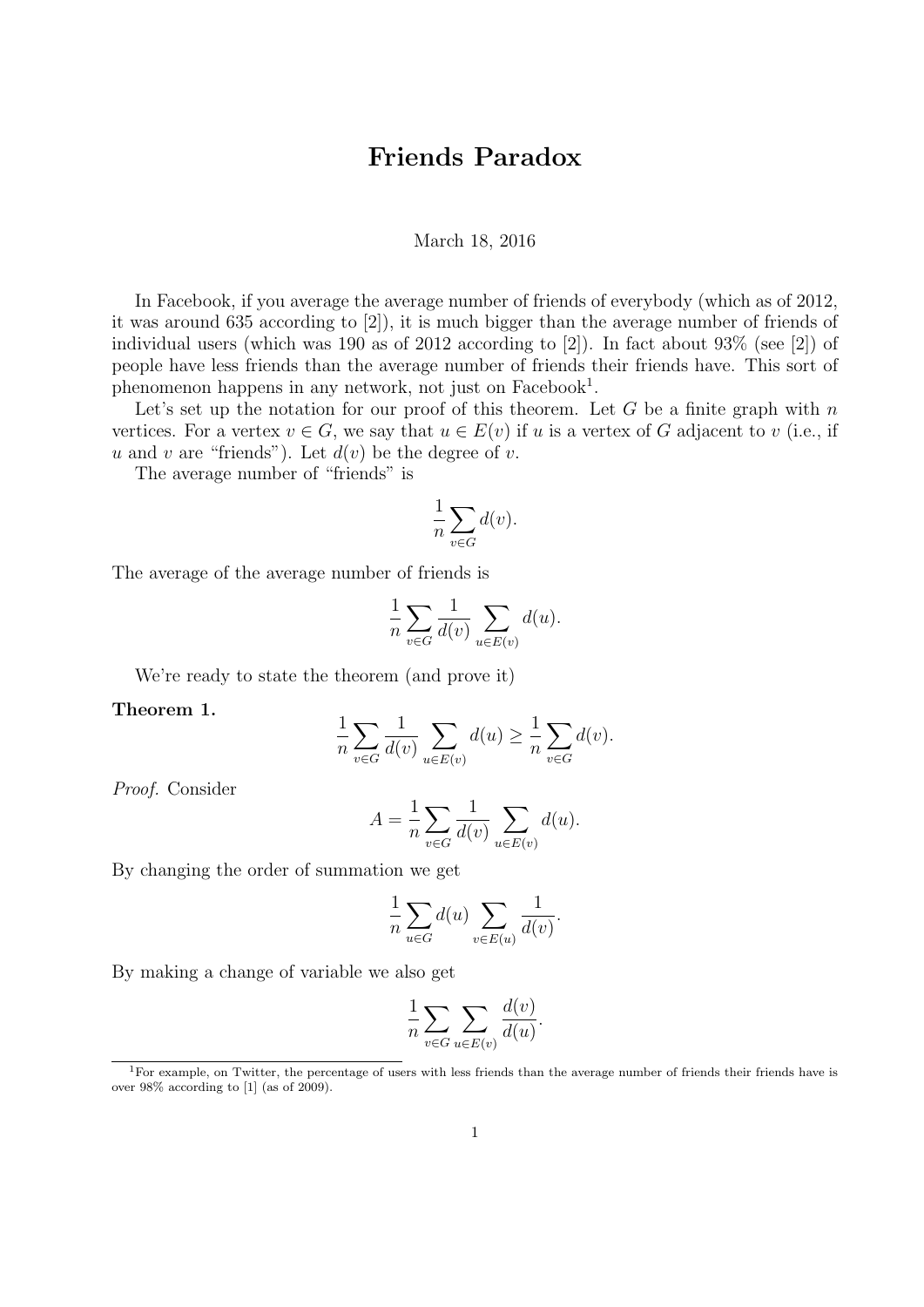# Friends Paradox

March 18, 2016

In Facebook, if you average the average number of friends of everybody (which as of 2012, it was around 635 according to [2]), it is much bigger than the average number of friends of individual users (which was 190 as of 2012 according to [2]). In fact about 93% (see [2]) of people have less friends than the average number of friends their friends have. This sort of phenomenon happens in any network, not just on Facebook[1].

Let's set up the notation for our proof of this theorem. Let $G$ be a finite graph with $n$ vertices. For a vertex $v \in G$, we say that $u \in E(v)$ if $u$ is a vertex of $G$ adjacent to $v$ (i.e., if $u$ and $v$ are "friends"). Let $d(v)$ be the degree of $v$.

The average number of "friends" is

$$\frac{1}{n}\sum_{v \in G} d(v).$$

The average of the average number of friends is

$$\frac{1}{n}\sum_{v \in G} \frac{1}{d(v)} \sum_{u \in E(v)} d(u).$$

We're ready to state the theorem (and prove it)

**Theorem 1.**

$$\frac{1}{n}\sum_{v \in G} \frac{1}{d(v)} \sum_{u \in E(v)} d(u) \geq \frac{1}{n}\sum_{v \in G} d(v).$$

*Proof.* Consider

$$A = \frac{1}{n}\sum_{v \in G} \frac{1}{d(v)} \sum_{u \in E(v)} d(u).$$

By changing the order of summation we get

$$\frac{1}{n}\sum_{u \in G} d(u) \sum_{v \in E(u)} \frac{1}{d(v)}.$$

By making a change of variable we also get

$$\frac{1}{n}\sum_{v \in G} \sum_{u \in E(v)} \frac{d(v)}{d(u)}.$$

[1] For example, on Twitter, the percentage of users with less friends than the average number of friends their friends have is over 98% according to [1] (as of 2009).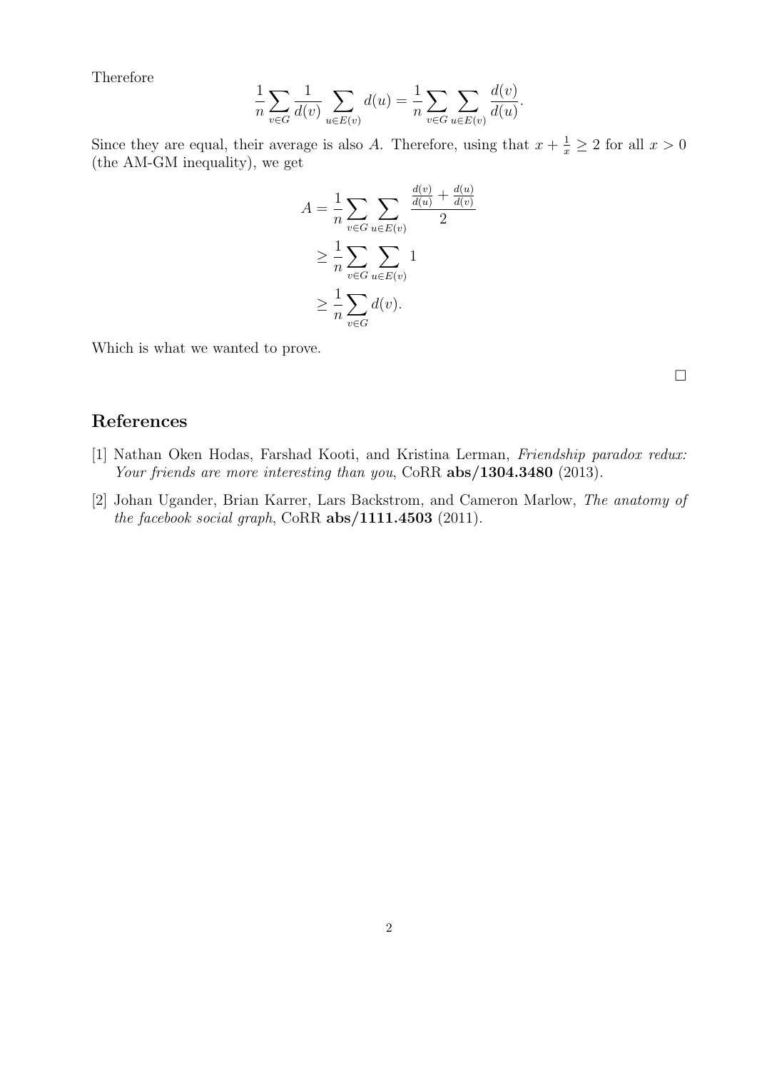Therefore

$$\frac{1}{n}\sum_{v\in G}\frac{1}{d(v)}\sum_{u\in E(v)}d(u)=\frac{1}{n}\sum_{v\in G}\sum_{u\in E(v)}\frac{d(v)}{d(u)}.$$

Since they are equal, their average is also $A$. Therefore, using that $x+\frac{1}{x}\geq 2$ for all $x>0$ (the AM-GM inequality), we get

$$\begin{aligned}
A &= \frac{1}{n}\sum_{v\in G}\sum_{u\in E(v)}\frac{\frac{d(v)}{d(u)}+\frac{d(u)}{d(v)}}{2} \\
&\geq \frac{1}{n}\sum_{v\in G}\sum_{u\in E(v)}1 \\
&\geq \frac{1}{n}\sum_{v\in G}d(v).
\end{aligned}$$

Which is what we wanted to prove.

□

## References

[1] Nathan Oken Hodas, Farshad Kooti, and Kristina Lerman, *Friendship paradox redux: Your friends are more interesting than you*, CoRR **abs/1304.3480** (2013).

[2] Johan Ugander, Brian Karrer, Lars Backstrom, and Cameron Marlow, *The anatomy of the facebook social graph*, CoRR **abs/1111.4503** (2011).